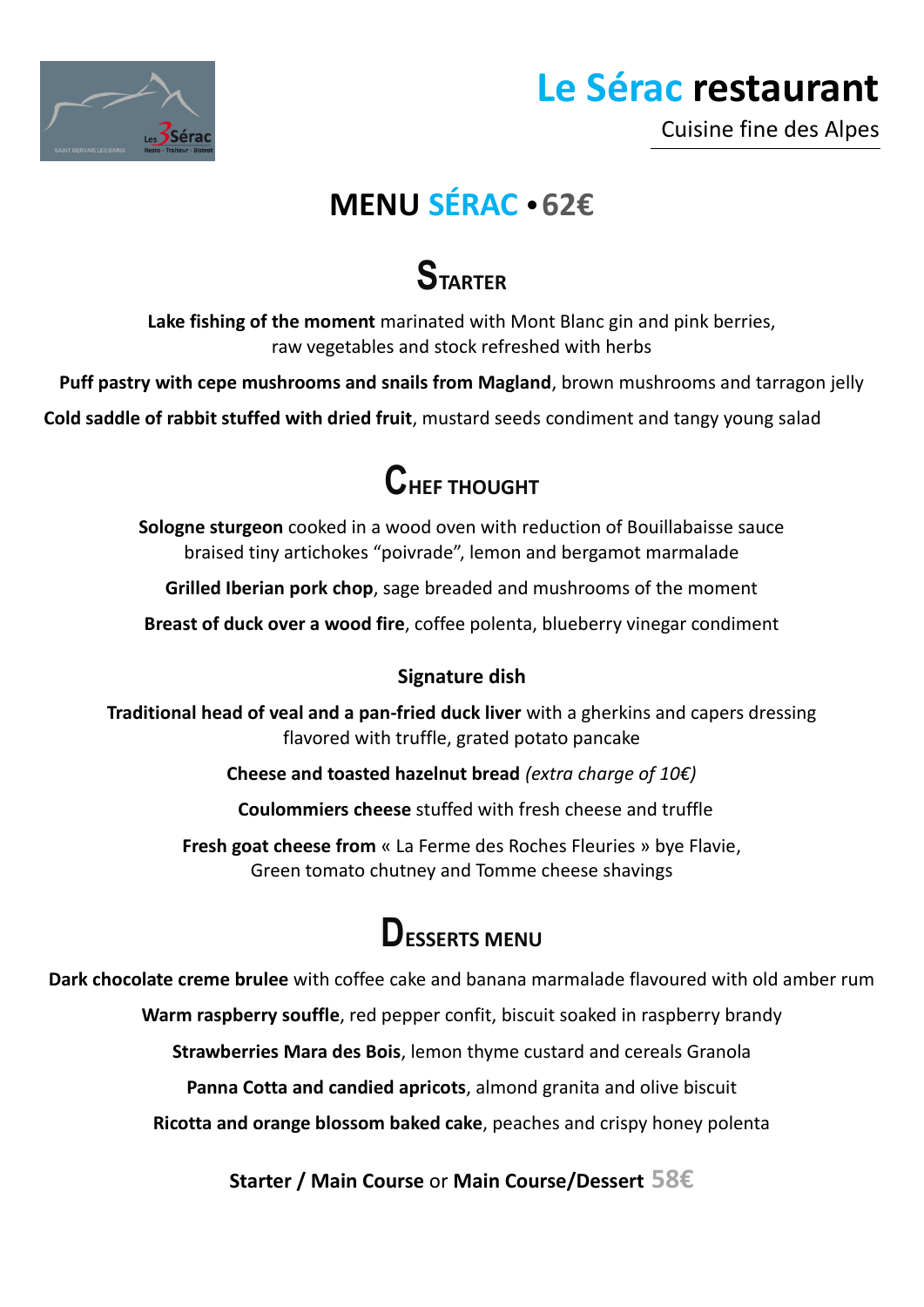# Le Sérac restaurant

Cuisine fine des Alpes

## MENU SÉRAC • 62€

## STARTER

**Lake fishing of the moment** marinated with Mont Blanc gin and pink berries, raw vegetables and stock refreshed with herbs

**Puff pastry with cepe mushrooms and snails from Magland**, brown mushrooms and tarragon jelly

**Cold saddle of rabbit stuffed with dried fruit**, mustard seeds condiment and tangy young salad

## CHEF THOUGHT

**Sologne sturgeon** cooked in a wood oven with reduction of Bouillabaisse sauce braised tiny artichokes "poivrade", lemon and bergamot marmalade

**Grilled Iberian pork chop**, sage breaded and mushrooms of the moment

**Breast of duck over a wood fire**, coffee polenta, blueberry vinegar condiment

**Signature dish**

**Traditional head of veal and a pan-fried duck liver** with a gherkins and capers dressing flavored with truffle, grated potato pancake

**Cheese and toasted hazelnut bread** *(extra charge of 10€)*

**Coulommiers cheese** stuffed with fresh cheese and truffle

**Fresh goat cheese from** « La Ferme des Roches Fleuries » bye Flavie, Green tomato chutney and Tomme cheese shavings

## DESSERTS MENU

**Dark chocolate creme brulee** with coffee cake and banana marmalade flavoured with old amber rum

**Warm raspberry souffle**, red pepper confit, biscuit soaked in raspberry brandy

**Strawberries Mara des Bois**, lemon thyme custard and cereals Granola

**Panna Cotta and candied apricots**, almond granita and olive biscuit

**Ricotta and orange blossom baked cake**, peaches and crispy honey polenta

**Starter / Main Course** or **Main Course/Dessert** **58€**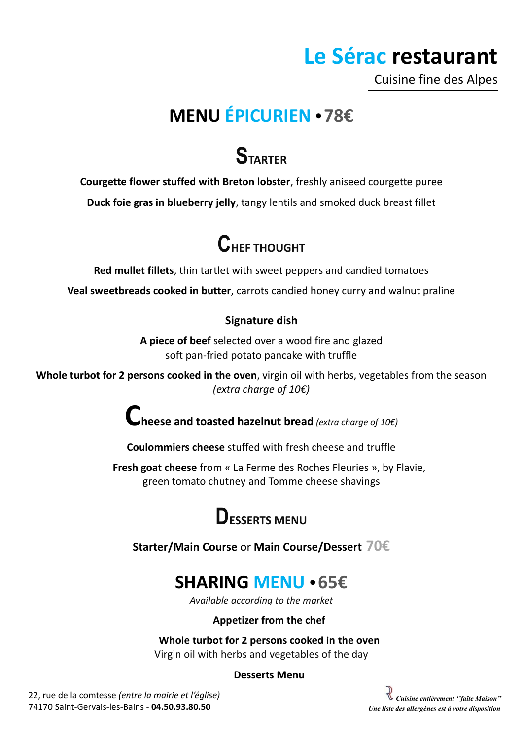# **Le Sérac restaurant**

Cuisine fine des Alpes

## MENU ÉPICURIEN • 78€

### STARTER

**Courgette flower stuffed with Breton lobster**, freshly aniseed courgette puree

**Duck foie gras in blueberry jelly**, tangy lentils and smoked duck breast fillet

### CHEF THOUGHT

**Red mullet fillets**, thin tartlet with sweet peppers and candied tomatoes

**Veal sweetbreads cooked in butter**, carrots candied honey curry and walnut praline

**Signature dish**

**A piece of beef** selected over a wood fire and glazed
soft pan-fried potato pancake with truffle

**Whole turbot for 2 persons cooked in the oven**, virgin oil with herbs, vegetables from the season
*(extra charge of 10€)*

### Cheese and toasted hazelnut bread *(extra charge of 10€)*

**Coulommiers cheese** stuffed with fresh cheese and truffle

**Fresh goat cheese** from « La Ferme des Roches Fleuries », by Flavie,
green tomato chutney and Tomme cheese shavings

### DESSERTS MENU

**Starter/Main Course** or **Main Course/Dessert** 70€

## SHARING MENU • 65€

*Available according to the market*

**Appetizer from the chef**

**Whole turbot for 2 persons cooked in the oven**
Virgin oil with herbs and vegetables of the day

**Desserts Menu**

22, rue de la comtesse *(entre la mairie et l'église)*
74170 Saint-Gervais-les-Bains - **04.50.93.80.50**

*Cuisine entièrement "faîte Maison"*
*Une liste des allergènes est à votre disposition*